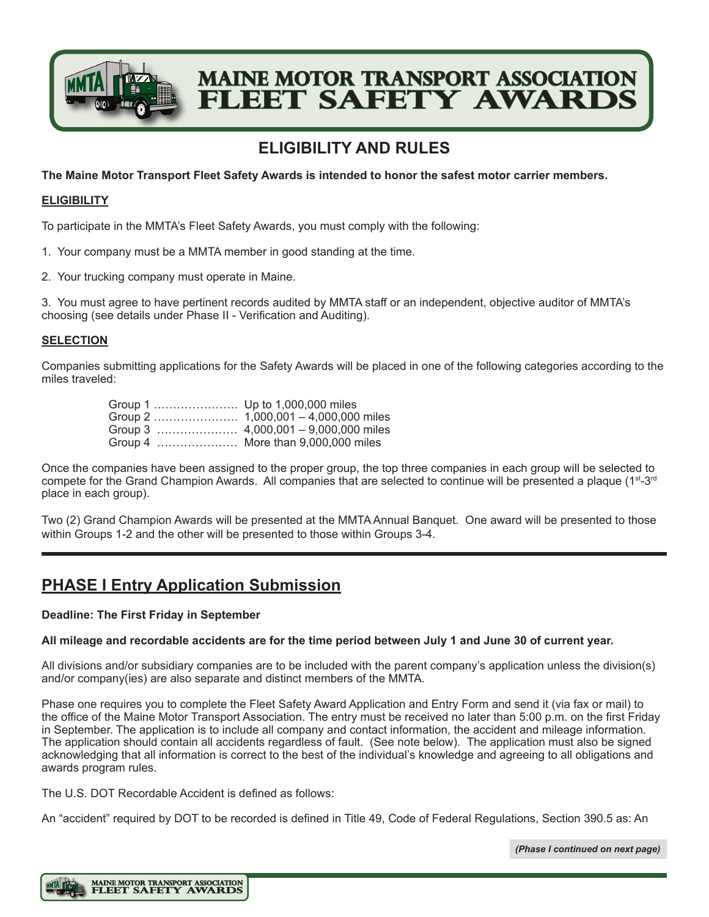# MAINE MOTOR TRANSPORT ASSOCIATION FLEET SAFETY AWARDS

## ELIGIBILITY AND RULES

**The Maine Motor Transport Fleet Safety Awards is intended to honor the safest motor carrier members.**

### ELIGIBILITY

To participate in the MMTA's Fleet Safety Awards, you must comply with the following:

1. Your company must be a MMTA member in good standing at the time.

2. Your trucking company must operate in Maine.

3. You must agree to have pertinent records audited by MMTA staff or an independent, objective auditor of MMTA's choosing (see details under Phase II - Verification and Auditing).

### SELECTION

Companies submitting applications for the Safety Awards will be placed in one of the following categories according to the miles traveled:

| Group | Miles |
|---|---|
| Group 1 | Up to 1,000,000 miles |
| Group 2 | 1,000,001 – 4,000,000 miles |
| Group 3 | 4,000,001 – 9,000,000 miles |
| Group 4 | More than 9,000,000 miles |

Once the companies have been assigned to the proper group, the top three companies in each group will be selected to compete for the Grand Champion Awards. All companies that are selected to continue will be presented a plaque (1st-3rd place in each group).

Two (2) Grand Champion Awards will be presented at the MMTA Annual Banquet. One award will be presented to those within Groups 1-2 and the other will be presented to those within Groups 3-4.

---

## PHASE I Entry Application Submission

**Deadline: The First Friday in September**

**All mileage and recordable accidents are for the time period between July 1 and June 30 of current year.**

All divisions and/or subsidiary companies are to be included with the parent company's application unless the division(s) and/or company(ies) are also separate and distinct members of the MMTA.

Phase one requires you to complete the Fleet Safety Award Application and Entry Form and send it (via fax or mail) to the office of the Maine Motor Transport Association. The entry must be received no later than 5:00 p.m. on the first Friday in September. The application is to include all company and contact information, the accident and mileage information. The application should contain all accidents regardless of fault. (See note below). The application must also be signed acknowledging that all information is correct to the best of the individual's knowledge and agreeing to all obligations and awards program rules.

The U.S. DOT Recordable Accident is defined as follows:

An "accident" required by DOT to be recorded is defined in Title 49, Code of Federal Regulations, Section 390.5 as: An

*(Phase I continued on next page)*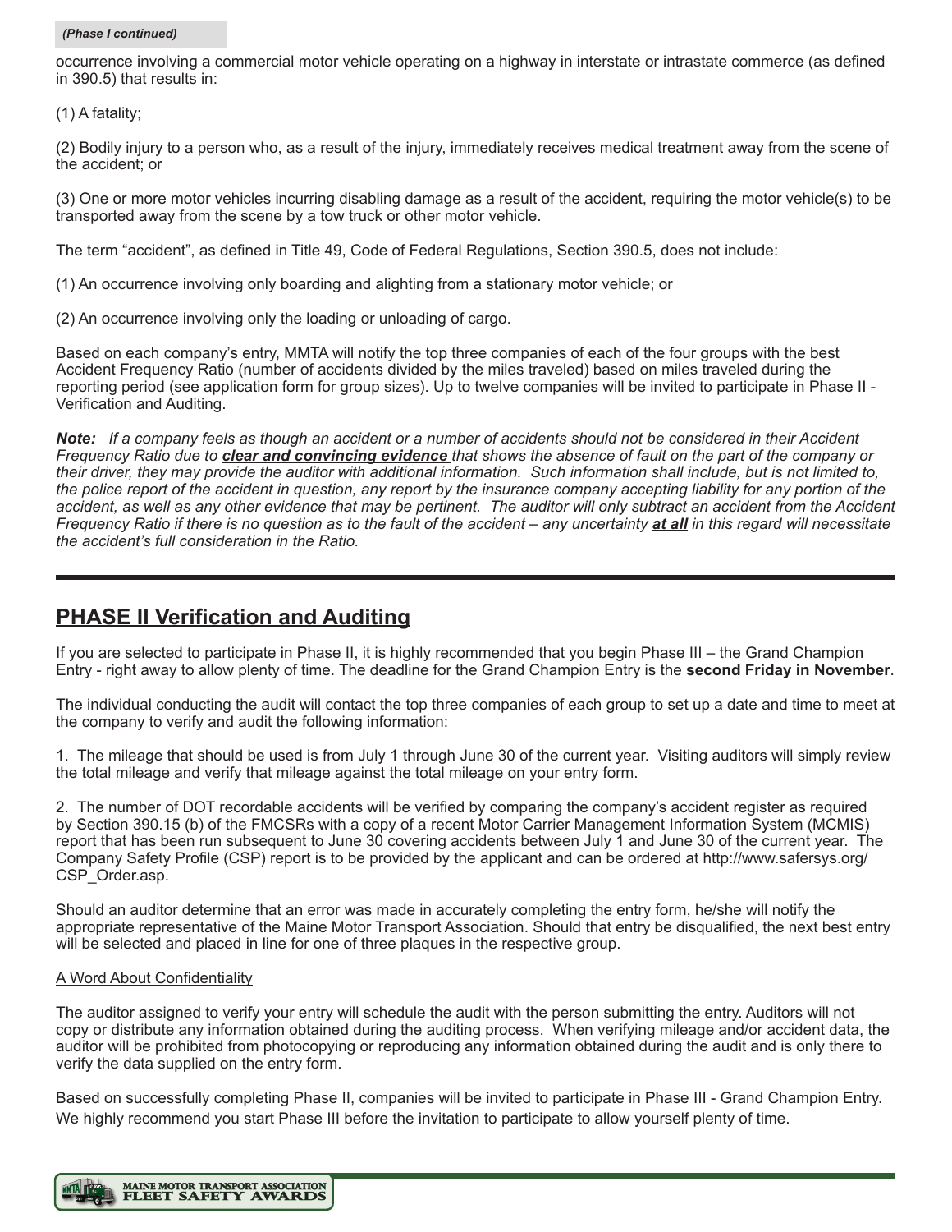*(Phase I continued)*

occurrence involving a commercial motor vehicle operating on a highway in interstate or intrastate commerce (as defined in 390.5) that results in:

(1) A fatality;

(2) Bodily injury to a person who, as a result of the injury, immediately receives medical treatment away from the scene of the accident; or

(3) One or more motor vehicles incurring disabling damage as a result of the accident, requiring the motor vehicle(s) to be transported away from the scene by a tow truck or other motor vehicle.

The term "accident", as defined in Title 49, Code of Federal Regulations, Section 390.5, does not include:

(1) An occurrence involving only boarding and alighting from a stationary motor vehicle; or

(2) An occurrence involving only the loading or unloading of cargo.

Based on each company's entry, MMTA will notify the top three companies of each of the four groups with the best Accident Frequency Ratio (number of accidents divided by the miles traveled) based on miles traveled during the reporting period (see application form for group sizes). Up to twelve companies will be invited to participate in Phase II - Verification and Auditing.

***Note:*** *If a company feels as though an accident or a number of accidents should not be considered in their Accident Frequency Ratio due to* ***clear and convincing evidence*** *that shows the absence of fault on the part of the company or their driver, they may provide the auditor with additional information. Such information shall include, but is not limited to, the police report of the accident in question, any report by the insurance company accepting liability for any portion of the accident, as well as any other evidence that may be pertinent. The auditor will only subtract an accident from the Accident Frequency Ratio if there is no question as to the fault of the accident – any uncertainty* ***at all*** *in this regard will necessitate the accident's full consideration in the Ratio.*

---

## PHASE II Verification and Auditing

If you are selected to participate in Phase II, it is highly recommended that you begin Phase III – the Grand Champion Entry - right away to allow plenty of time. The deadline for the Grand Champion Entry is the **second Friday in November**.

The individual conducting the audit will contact the top three companies of each group to set up a date and time to meet at the company to verify and audit the following information:

1. The mileage that should be used is from July 1 through June 30 of the current year. Visiting auditors will simply review the total mileage and verify that mileage against the total mileage on your entry form.

2. The number of DOT recordable accidents will be verified by comparing the company's accident register as required by Section 390.15 (b) of the FMCSRs with a copy of a recent Motor Carrier Management Information System (MCMIS) report that has been run subsequent to June 30 covering accidents between July 1 and June 30 of the current year. The Company Safety Profile (CSP) report is to be provided by the applicant and can be ordered at http://www.safersys.org/CSP_Order.asp.

Should an auditor determine that an error was made in accurately completing the entry form, he/she will notify the appropriate representative of the Maine Motor Transport Association. Should that entry be disqualified, the next best entry will be selected and placed in line for one of three plaques in the respective group.

A Word About Confidentiality

The auditor assigned to verify your entry will schedule the audit with the person submitting the entry. Auditors will not copy or distribute any information obtained during the auditing process. When verifying mileage and/or accident data, the auditor will be prohibited from photocopying or reproducing any information obtained during the audit and is only there to verify the data supplied on the entry form.

Based on successfully completing Phase II, companies will be invited to participate in Phase III - Grand Champion Entry. We highly recommend you start Phase III before the invitation to participate to allow yourself plenty of time.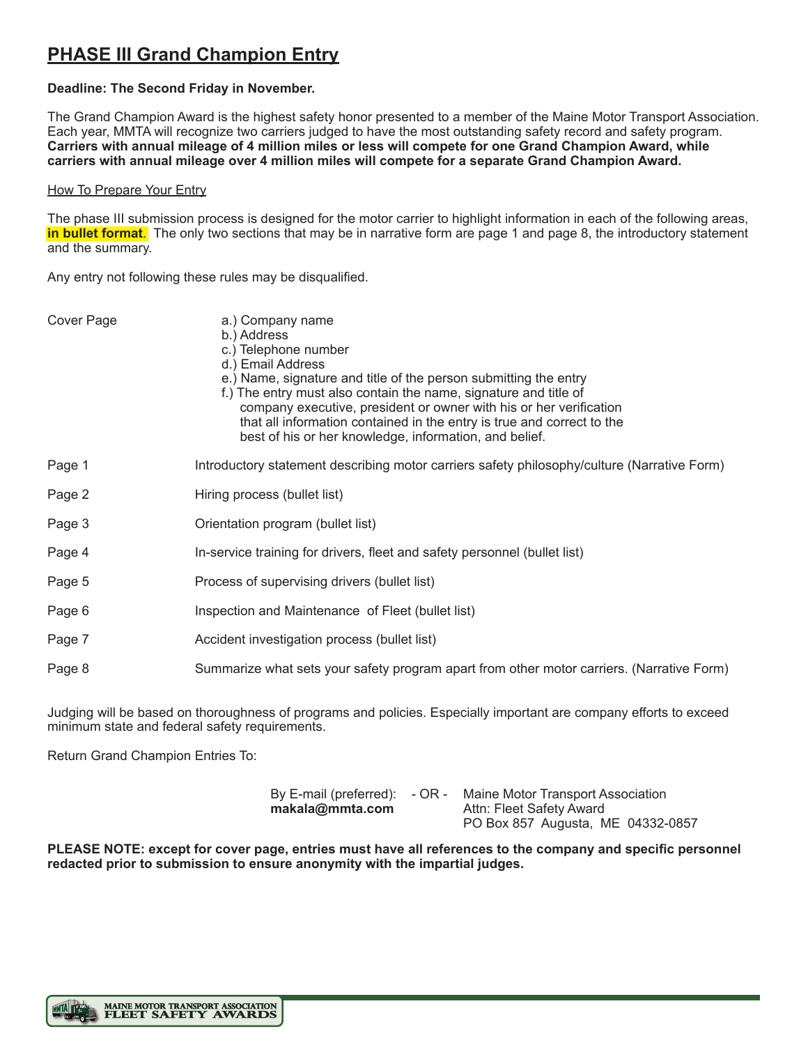# PHASE III Grand Champion Entry

**Deadline: The Second Friday in November.**

The Grand Champion Award is the highest safety honor presented to a member of the Maine Motor Transport Association. Each year, MMTA will recognize two carriers judged to have the most outstanding safety record and safety program. **Carriers with annual mileage of 4 million miles or less will compete for one Grand Champion Award, while carriers with annual mileage over 4 million miles will compete for a separate Grand Champion Award.**

## How To Prepare Your Entry

The phase III submission process is designed for the motor carrier to highlight information in each of the following areas, **in bullet format**. The only two sections that may be in narrative form are page 1 and page 8, the introductory statement and the summary.

Any entry not following these rules may be disqualified.

**Cover Page**

- a.) Company name
- b.) Address
- c.) Telephone number
- d.) Email Address
- e.) Name, signature and title of the person submitting the entry
- f.) The entry must also contain the name, signature and title of company executive, president or owner with his or her verification that all information contained in the entry is true and correct to the best of his or her knowledge, information, and belief.

| | |
|---|---|
| Page 1 | Introductory statement describing motor carriers safety philosophy/culture (Narrative Form) |
| Page 2 | Hiring process (bullet list) |
| Page 3 | Orientation program (bullet list) |
| Page 4 | In-service training for drivers, fleet and safety personnel (bullet list) |
| Page 5 | Process of supervising drivers (bullet list) |
| Page 6 | Inspection and Maintenance of Fleet (bullet list) |
| Page 7 | Accident investigation process (bullet list) |
| Page 8 | Summarize what sets your safety program apart from other motor carriers. (Narrative Form) |

Judging will be based on thoroughness of programs and policies. Especially important are company efforts to exceed minimum state and federal safety requirements.

Return Grand Champion Entries To:

By E-mail (preferred): **makala@mmta.com**

\- OR -

Maine Motor Transport Association
Attn: Fleet Safety Award
PO Box 857 Augusta, ME 04332-0857

**PLEASE NOTE: except for cover page, entries must have all references to the company and specific personnel redacted prior to submission to ensure anonymity with the impartial judges.**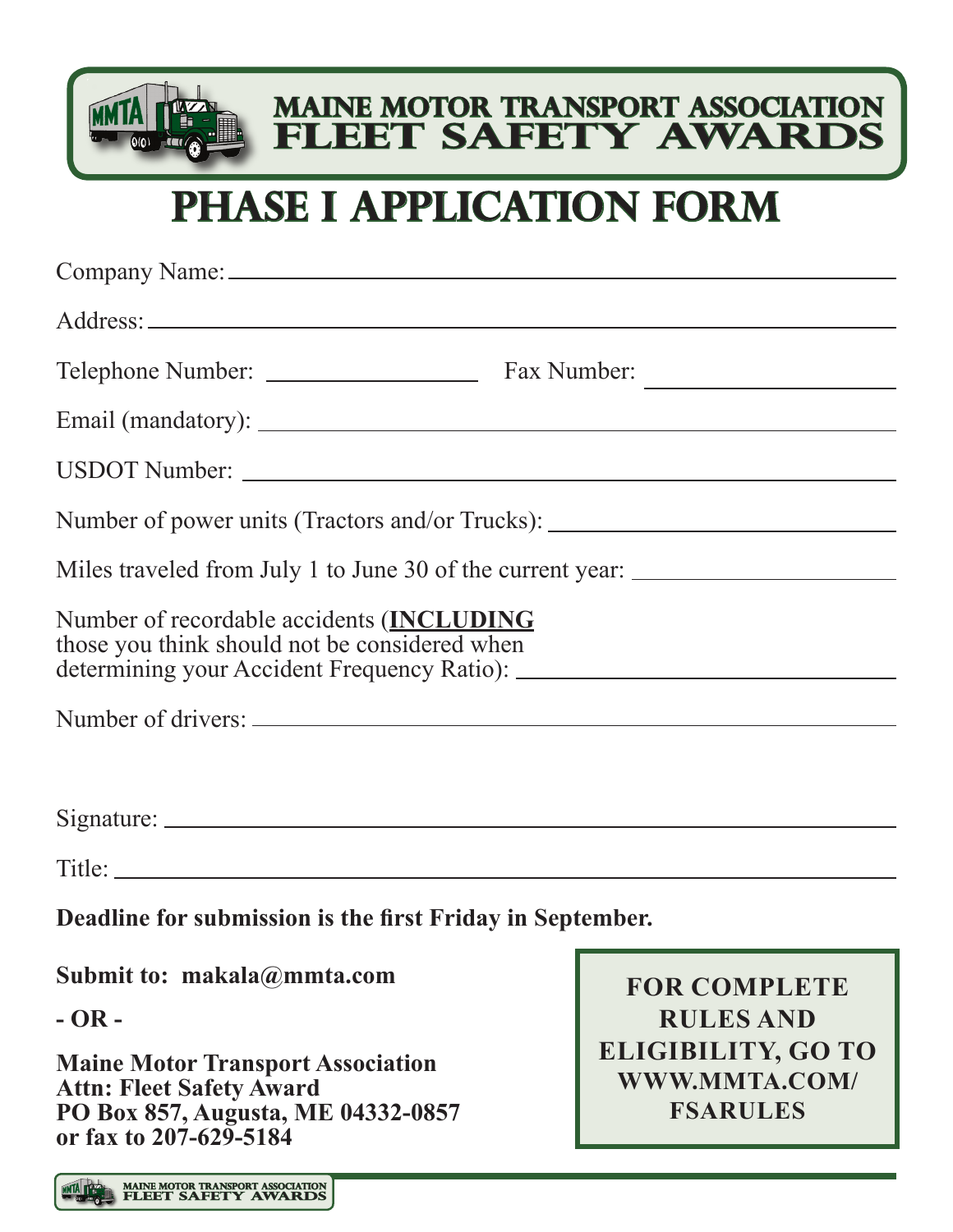# MAINE MOTOR TRANSPORT ASSOCIATION FLEET SAFETY AWARDS

# PHASE I APPLICATION FORM

Company Name: ______________________________

Address: ______________________________

Telephone Number: ______________ Fax Number: ______________

Email (mandatory): ______________________________

USDOT Number: ______________________________

Number of power units (Tractors and/or Trucks): ______________________________

Miles traveled from July 1 to June 30 of the current year: ______________________________

Number of recordable accidents (**INCLUDING** those you think should not be considered when determining your Accident Frequency Ratio): ______________________________

Number of drivers: ______________________________

Signature: ______________________________

Title: ______________________________

**Deadline for submission is the first Friday in September.**

**Submit to: makala@mmta.com**

**- OR -**

**Maine Motor Transport Association**
**Attn: Fleet Safety Award**
**PO Box 857, Augusta, ME 04332-0857**
**or fax to 207-629-5184**

**FOR COMPLETE RULES AND ELIGIBILITY, GO TO WWW.MMTA.COM/FSARULES**